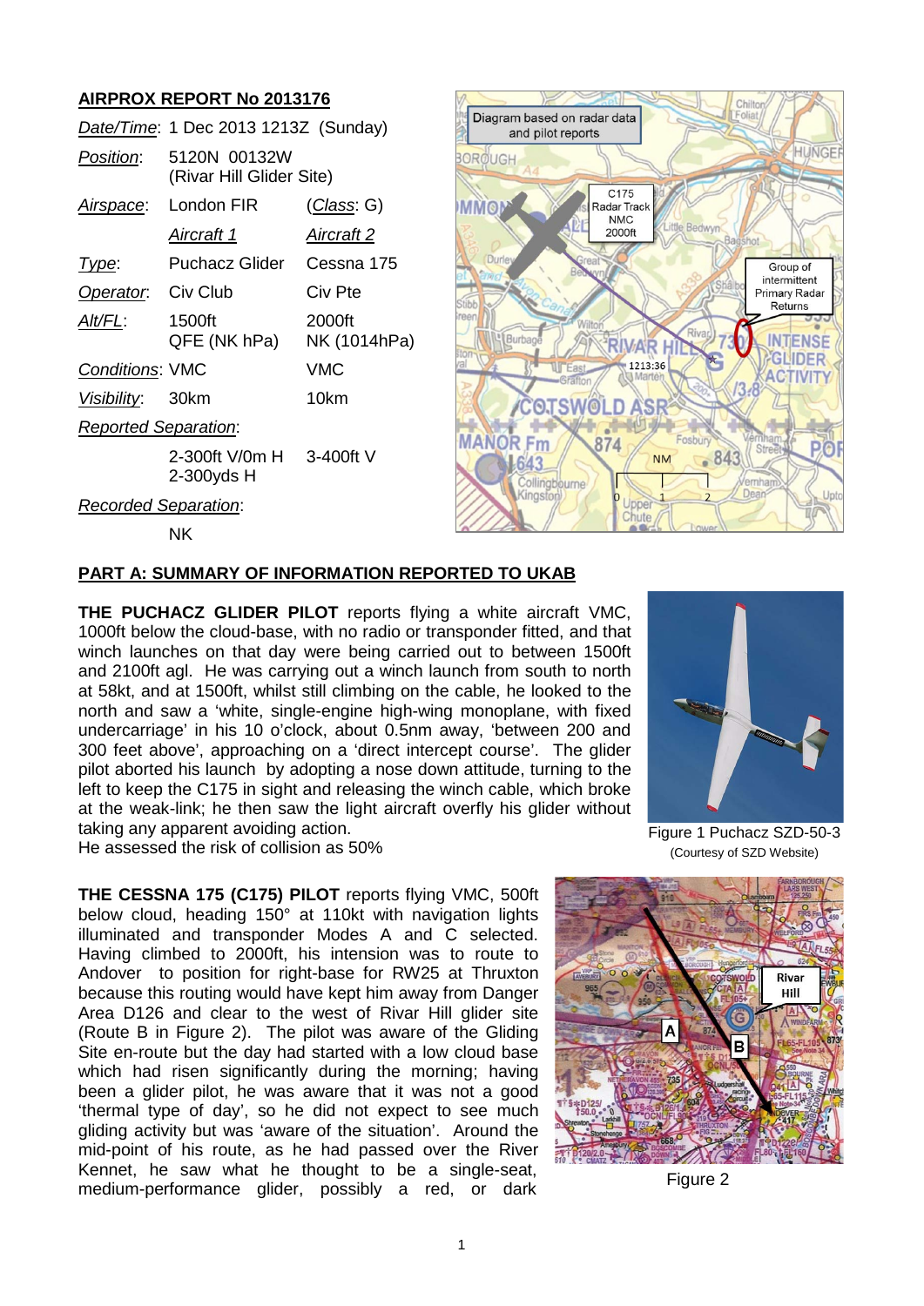## AIRPROX REPORT No 2013176

| | | |
|---|---|---|
| *Date/Time*: | 1 Dec 2013 1213Z (Sunday) | |
| *Position*: | 5120N 00132W (Rivar Hill Glider Site) | |
| *Airspace*: | London FIR | (*Class*: G) |
| | *Aircraft 1* | *Aircraft 2* |
| *Type*: | Puchacz Glider | Cessna 175 |
| *Operator*: | Civ Club | Civ Pte |
| *Alt/FL*: | 1500ft QFE (NK hPa) | 2000ft NK (1014hPa) |
| *Conditions*: | VMC | VMC |
| *Visibility*: | 30km | 10km |
| *Reported Separation*: | | |
| | 2-300ft V/0m H 2-300yds H | 3-400ft V |
| *Recorded Separation*: | | |
| | NK | |

Diagram based on radar data and pilot reports

## PART A: SUMMARY OF INFORMATION REPORTED TO UKAB

**THE PUCHACZ GLIDER PILOT** reports flying a white aircraft VMC, 1000ft below the cloud-base, with no radio or transponder fitted, and that winch launches on that day were being carried out to between 1500ft and 2100ft agl. He was carrying out a winch launch from south to north at 58kt, and at 1500ft, whilst still climbing on the cable, he looked to the north and saw a 'white, single-engine high-wing monoplane, with fixed undercarriage' in his 10 o'clock, about 0.5nm away, 'between 200 and 300 feet above', approaching on a 'direct intercept course'. The glider pilot aborted his launch by adopting a nose down attitude, turning to the left to keep the C175 in sight and releasing the winch cable, which broke at the weak-link; he then saw the light aircraft overfly his glider without taking any apparent avoiding action.

He assessed the risk of collision as 50%

Figure 1 Puchacz SZD-50-3
(Courtesy of SZD Website)

**THE CESSNA 175 (C175) PILOT** reports flying VMC, 500ft below cloud, heading 150° at 110kt with navigation lights illuminated and transponder Modes A and C selected. Having climbed to 2000ft, his intention was to route to Andover to position for right-base for RW25 at Thruxton because this routing would have kept him away from Danger Area D126 and clear to the west of Rivar Hill glider site (Route B in Figure 2). The pilot was aware of the Gliding Site en-route but the day had started with a low cloud base which had risen significantly during the morning; having been a glider pilot, he was aware that it was not a good 'thermal type of day', so he did not expect to see much gliding activity but was 'aware of the situation'. Around the mid-point of his route, as he had passed over the River Kennet, he saw what he thought to be a single-seat, medium-performance glider, possibly a red, or dark

Figure 2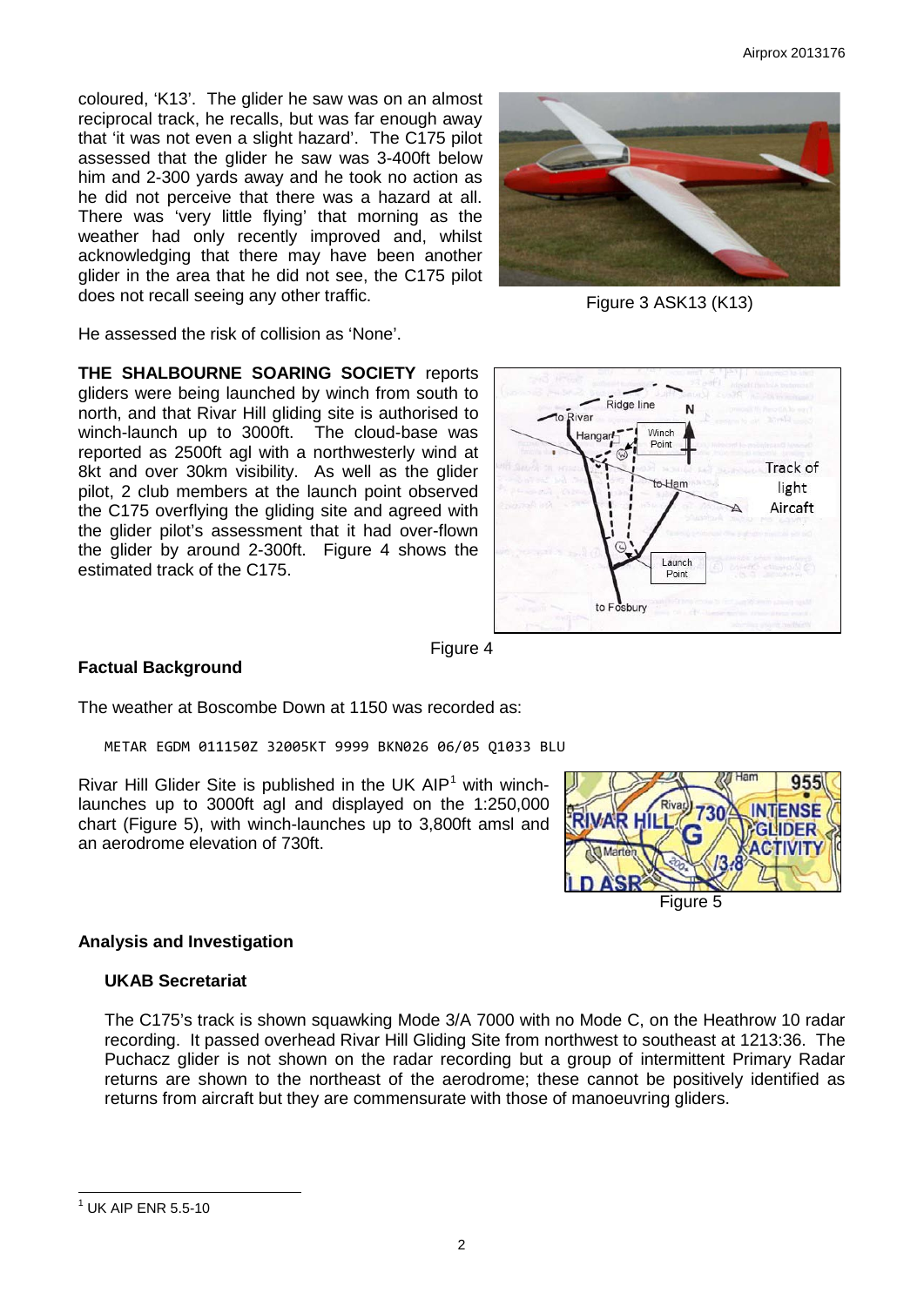coloured, 'K13'. The glider he saw was on an almost reciprocal track, he recalls, but was far enough away that 'it was not even a slight hazard'. The C175 pilot assessed that the glider he saw was 3-400ft below him and 2-300 yards away and he took no action as he did not perceive that there was a hazard at all. There was 'very little flying' that morning as the weather had only recently improved and, whilst acknowledging that there may have been another glider in the area that he did not see, the C175 pilot does not recall seeing any other traffic.

Figure 3 ASK13 (K13)

He assessed the risk of collision as 'None'.

**THE SHALBOURNE SOARING SOCIETY** reports gliders were being launched by winch from south to north, and that Rivar Hill gliding site is authorised to winch-launch up to 3000ft. The cloud-base was reported as 2500ft agl with a northwesterly wind at 8kt and over 30km visibility. As well as the glider pilot, 2 club members at the launch point observed the C175 overflying the gliding site and agreed with the glider pilot's assessment that it had over-flown the glider by around 2-300ft. Figure 4 shows the estimated track of the C175.

Figure 4

## Factual Background

The weather at Boscombe Down at 1150 was recorded as:

```
METAR EGDM 011150Z 32005KT 9999 BKN026 06/05 Q1033 BLU
```

Rivar Hill Glider Site is published in the UK AIP[1] with winch-launches up to 3000ft agl and displayed on the 1:250,000 chart (Figure 5), with winch-launches up to 3,800ft amsl and an aerodrome elevation of 730ft.

Figure 5

## Analysis and Investigation

### UKAB Secretariat

The C175's track is shown squawking Mode 3/A 7000 with no Mode C, on the Heathrow 10 radar recording. It passed overhead Rivar Hill Gliding Site from northwest to southeast at 1213:36. The Puchacz glider is not shown on the radar recording but a group of intermittent Primary Radar returns are shown to the northeast of the aerodrome; these cannot be positively identified as returns from aircraft but they are commensurate with those of manoeuvring gliders.

[1] UK AIP ENR 5.5-10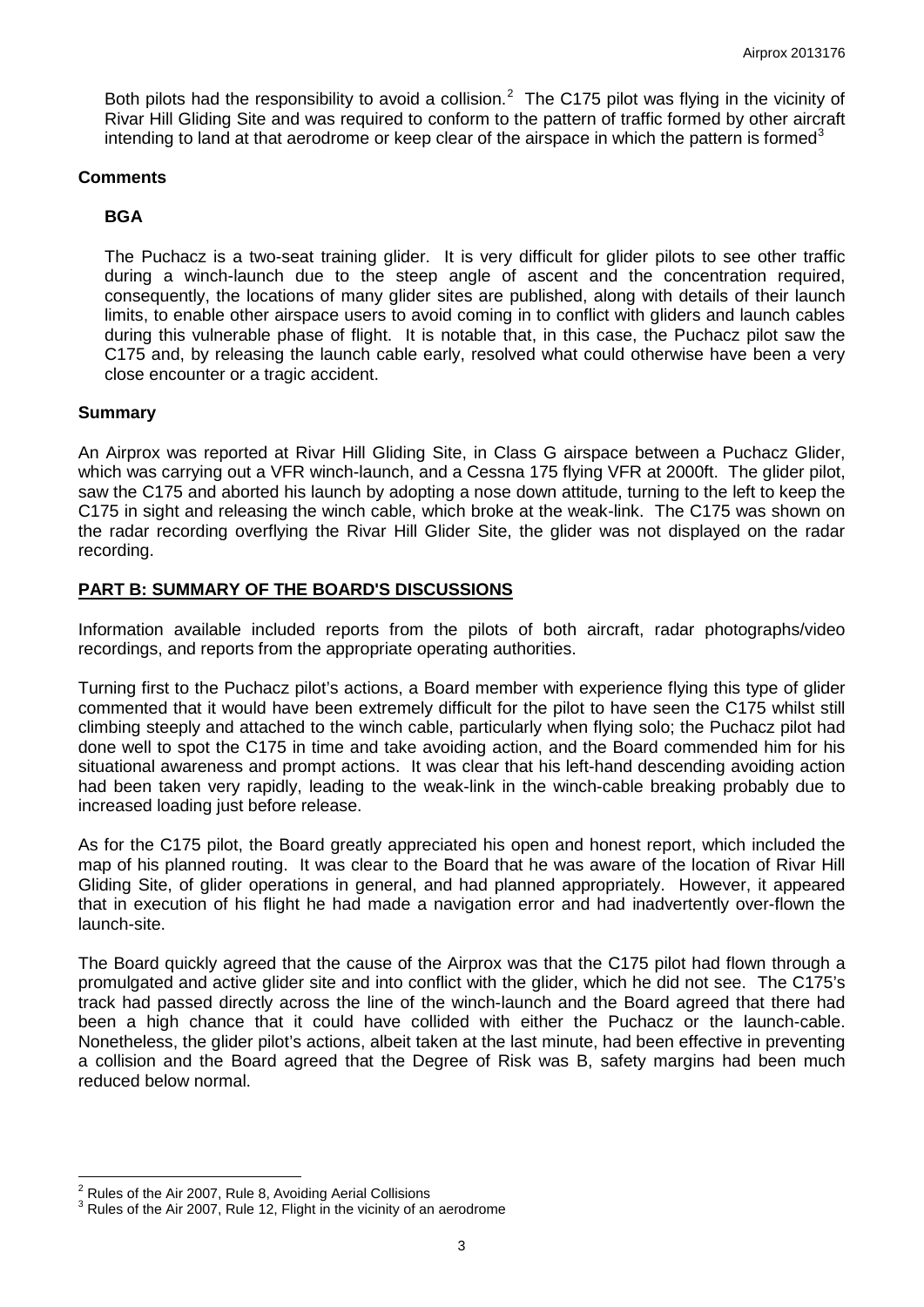Both pilots had the responsibility to avoid a collision.[2] The C175 pilot was flying in the vicinity of Rivar Hill Gliding Site and was required to conform to the pattern of traffic formed by other aircraft intending to land at that aerodrome or keep clear of the airspace in which the pattern is formed[3]

### Comments

#### BGA

The Puchacz is a two-seat training glider. It is very difficult for glider pilots to see other traffic during a winch-launch due to the steep angle of ascent and the concentration required, consequently, the locations of many glider sites are published, along with details of their launch limits, to enable other airspace users to avoid coming in to conflict with gliders and launch cables during this vulnerable phase of flight. It is notable that, in this case, the Puchacz pilot saw the C175 and, by releasing the launch cable early, resolved what could otherwise have been a very close encounter or a tragic accident.

### Summary

An Airprox was reported at Rivar Hill Gliding Site, in Class G airspace between a Puchacz Glider, which was carrying out a VFR winch-launch, and a Cessna 175 flying VFR at 2000ft. The glider pilot, saw the C175 and aborted his launch by adopting a nose down attitude, turning to the left to keep the C175 in sight and releasing the winch cable, which broke at the weak-link. The C175 was shown on the radar recording overflying the Rivar Hill Glider Site, the glider was not displayed on the radar recording.

## PART B: SUMMARY OF THE BOARD'S DISCUSSIONS

Information available included reports from the pilots of both aircraft, radar photographs/video recordings, and reports from the appropriate operating authorities.

Turning first to the Puchacz pilot's actions, a Board member with experience flying this type of glider commented that it would have been extremely difficult for the pilot to have seen the C175 whilst still climbing steeply and attached to the winch cable, particularly when flying solo; the Puchacz pilot had done well to spot the C175 in time and take avoiding action, and the Board commended him for his situational awareness and prompt actions. It was clear that his left-hand descending avoiding action had been taken very rapidly, leading to the weak-link in the winch-cable breaking probably due to increased loading just before release.

As for the C175 pilot, the Board greatly appreciated his open and honest report, which included the map of his planned routing. It was clear to the Board that he was aware of the location of Rivar Hill Gliding Site, of glider operations in general, and had planned appropriately. However, it appeared that in execution of his flight he had made a navigation error and had inadvertently over-flown the launch-site.

The Board quickly agreed that the cause of the Airprox was that the C175 pilot had flown through a promulgated and active glider site and into conflict with the glider, which he did not see. The C175's track had passed directly across the line of the winch-launch and the Board agreed that there had been a high chance that it could have collided with either the Puchacz or the launch-cable. Nonetheless, the glider pilot's actions, albeit taken at the last minute, had been effective in preventing a collision and the Board agreed that the Degree of Risk was B, safety margins had been much reduced below normal.

---

[2] Rules of the Air 2007, Rule 8, Avoiding Aerial Collisions

[3] Rules of the Air 2007, Rule 12, Flight in the vicinity of an aerodrome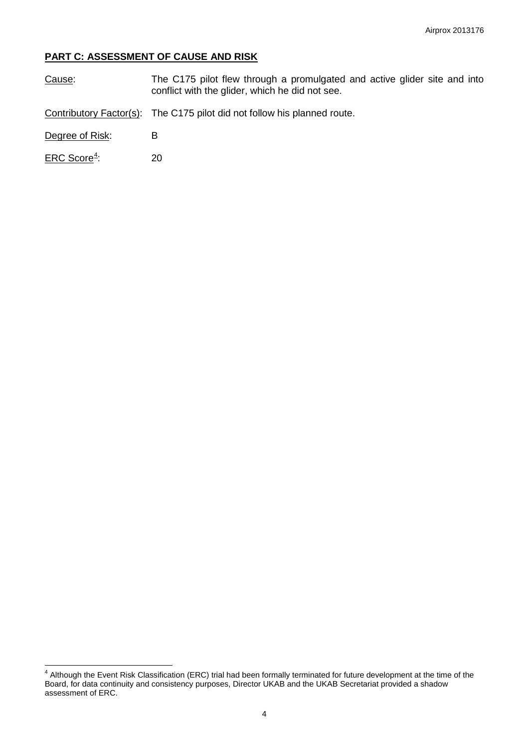**PART C: ASSESSMENT OF CAUSE AND RISK**

Cause: The C175 pilot flew through a promulgated and active glider site and into conflict with the glider, which he did not see.

Contributory Factor(s): The C175 pilot did not follow his planned route.

Degree of Risk: B

ERC Score[4]: 20

---

[4] Although the Event Risk Classification (ERC) trial had been formally terminated for future development at the time of the Board, for data continuity and consistency purposes, Director UKAB and the UKAB Secretariat provided a shadow assessment of ERC.